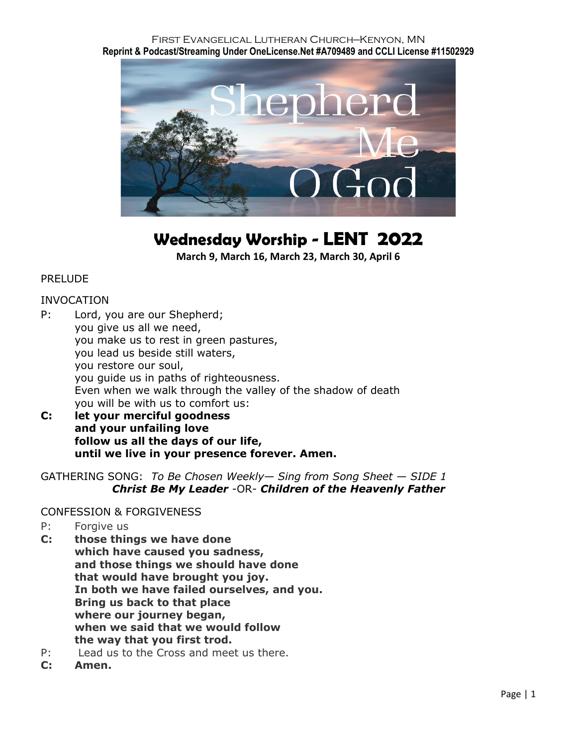First Evangelical Lutheran Church–Kenyon, MN
**Reprint & Podcast/Streaming Under OneLicense.Net #A709489 and CCLI License #11502929**

Shepherd Me O God

# Wednesday Worship - LENT 2022

**March 9, March 16, March 23, March 30, April 6**

PRELUDE

INVOCATION

P: Lord, you are our Shepherd;
you give us all we need,
you make us to rest in green pastures,
you lead us beside still waters,
you restore our soul,
you guide us in paths of righteousness.
Even when we walk through the valley of the shadow of death
you will be with us to comfort us:

**C: let your merciful goodness
and your unfailing love
follow us all the days of our life,
until we live in your presence forever. Amen.**

GATHERING SONG: *To Be Chosen Weekly— Sing from Song Sheet — SIDE 1*
***Christ Be My Leader*** -OR- ***Children of the Heavenly Father***

CONFESSION & FORGIVENESS

P: Forgive us

**C: those things we have done
which have caused you sadness,
and those things we should have done
that would have brought you joy.
In both we have failed ourselves, and you.
Bring us back to that place
where our journey began,
when we said that we would follow
the way that you first trod.**

P: Lead us to the Cross and meet us there.

**C: Amen.**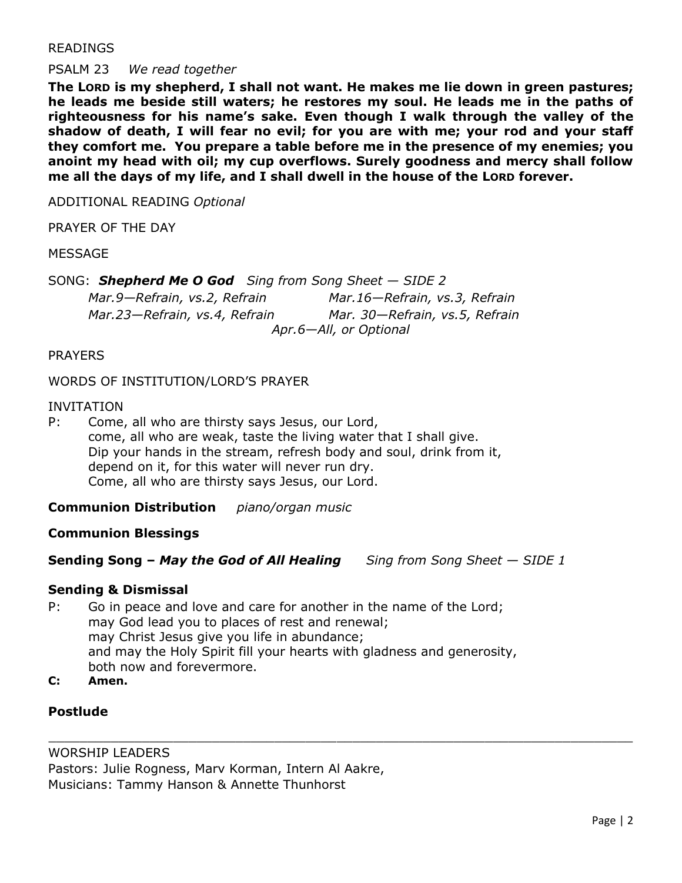READINGS

PSALM 23    *We read together*

**The LORD is my shepherd, I shall not want. He makes me lie down in green pastures; he leads me beside still waters; he restores my soul. He leads me in the paths of righteousness for his name's sake. Even though I walk through the valley of the shadow of death, I will fear no evil; for you are with me; your rod and your staff they comfort me. You prepare a table before me in the presence of my enemies; you anoint my head with oil; my cup overflows. Surely goodness and mercy shall follow me all the days of my life, and I shall dwell in the house of the LORD forever.**

ADDITIONAL READING *Optional*

PRAYER OF THE DAY

MESSAGE

SONG: ***Shepherd Me O God***   *Sing from Song Sheet — SIDE 2*

*Mar.9—Refrain, vs.2, Refrain*    *Mar.16—Refrain, vs.3, Refrain*
*Mar.23—Refrain, vs.4, Refrain*    *Mar. 30—Refrain, vs.5, Refrain*
*Apr.6—All, or Optional*

PRAYERS

WORDS OF INSTITUTION/LORD'S PRAYER

INVITATION

P: Come, all who are thirsty says Jesus, our Lord,
come, all who are weak, taste the living water that I shall give.
Dip your hands in the stream, refresh body and soul, drink from it,
depend on it, for this water will never run dry.
Come, all who are thirsty says Jesus, our Lord.

**Communion Distribution**    *piano/organ music*

**Communion Blessings**

**Sending Song – *May the God of All Healing***    *Sing from Song Sheet — SIDE 1*

**Sending & Dismissal**

P: Go in peace and love and care for another in the name of the Lord;
may God lead you to places of rest and renewal;
may Christ Jesus give you life in abundance;
and may the Holy Spirit fill your hearts with gladness and generosity,
both now and forevermore.

**C: Amen.**

**Postlude**

---

WORSHIP LEADERS
Pastors: Julie Rogness, Marv Korman, Intern Al Aakre,
Musicians: Tammy Hanson & Annette Thunhorst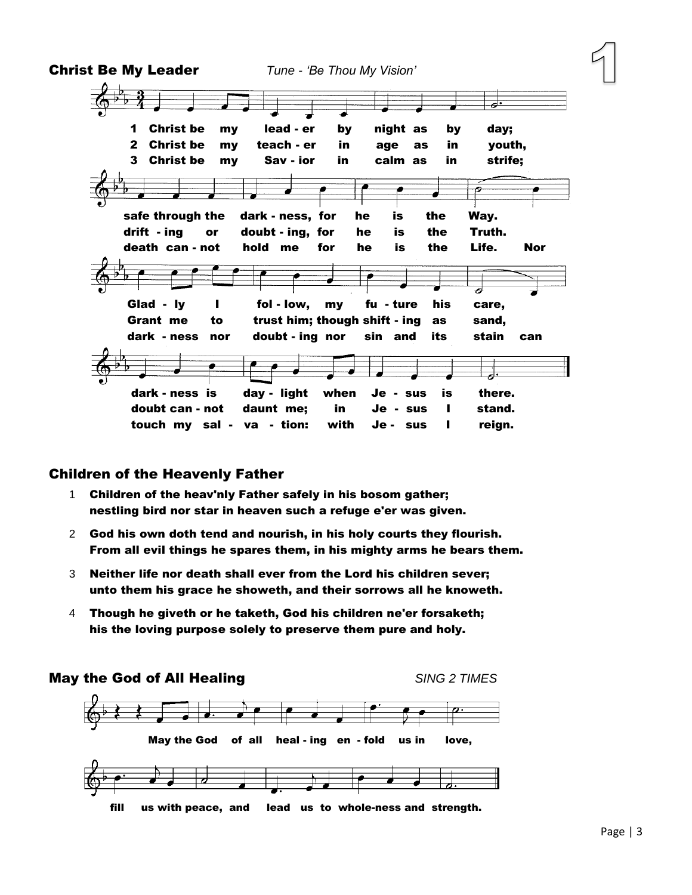## Christ Be My Leader

*Tune - 'Be Thou My Vision'*

1 Christ be my lead - er by night as by day;
safe through the dark - ness, for he is the Way.
Glad - ly I fol - low, my fu - ture his care,
dark - ness is day - light when Je - sus is there.

2 Christ be my teach - er in age as in youth,
drift - ing or doubt - ing, for he is the Truth.
Grant me to trust him; though shift - ing as sand,
doubt can - not daunt me; in Je - sus I stand.

3 Christ be my Sav - ior in calm as in strife;
death can - not hold me for he is the Life. Nor
dark - ness nor doubt - ing nor sin and its stain can
touch my sal - va - tion: with Je - sus I reign.

## Children of the Heavenly Father

1. Children of the heav'nly Father safely in his bosom gather;
   nestling bird nor star in heaven such a refuge e'er was given.
2. God his own doth tend and nourish, in his holy courts they flourish.
   From all evil things he spares them, in his mighty arms he bears them.
3. Neither life nor death shall ever from the Lord his children sever;
   unto them his grace he showeth, and their sorrows all he knoweth.
4. Though he giveth or he taketh, God his children ne'er forsaketh;
   his the loving purpose solely to preserve them pure and holy.

## May the God of All Healing

*SING 2 TIMES*

May the God of all heal - ing en - fold us in love,
fill us with peace, and lead us to whole-ness and strength.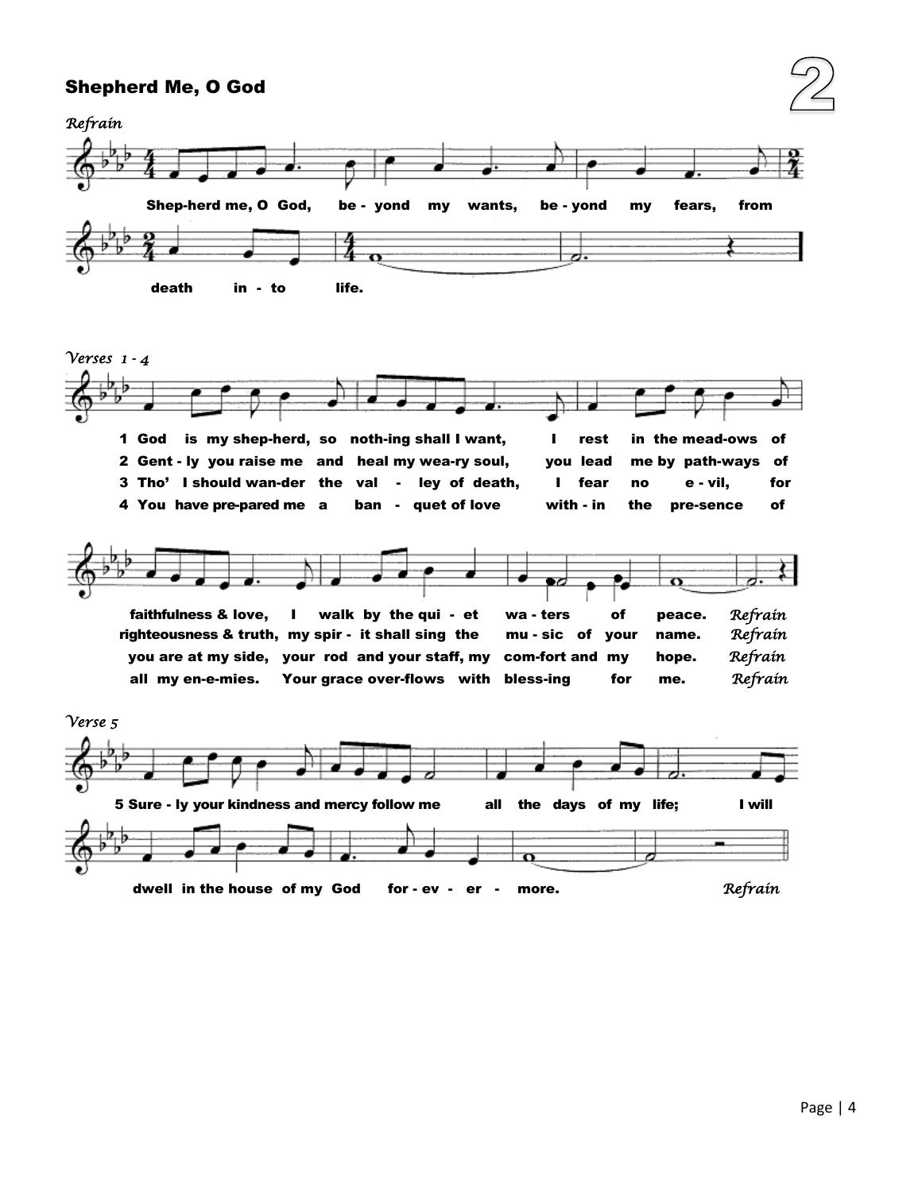## Shepherd Me, O God

**2**

*Refrain*

Shep-herd me, O God, be - yond my wants, be - yond my fears, from death in - to life.

*Verses 1 - 4*

1 God is my shep-herd, so noth-ing shall I want, I rest in the mead-ows of faithfulness & love, I walk by the qui - et wa - ters of peace. *Refrain*

2 Gent - ly you raise me and heal my wea-ry soul, you lead me by path-ways of righteousness & truth, my spir - it shall sing the mu - sic of your name. *Refrain*

3 Tho' I should wan-der the val - ley of death, I fear no e - vil, for you are at my side, your rod and your staff, my com-fort and my hope. *Refrain*

4 You have pre-pared me a ban - quet of love with - in the pre-sence of all my en-e-mies. Your grace over-flows with bless-ing for me. *Refrain*

*Verse 5*

5 Sure - ly your kindness and mercy follow me all the days of my life; I will dwell in the house of my God for - ev - er - more. *Refrain*